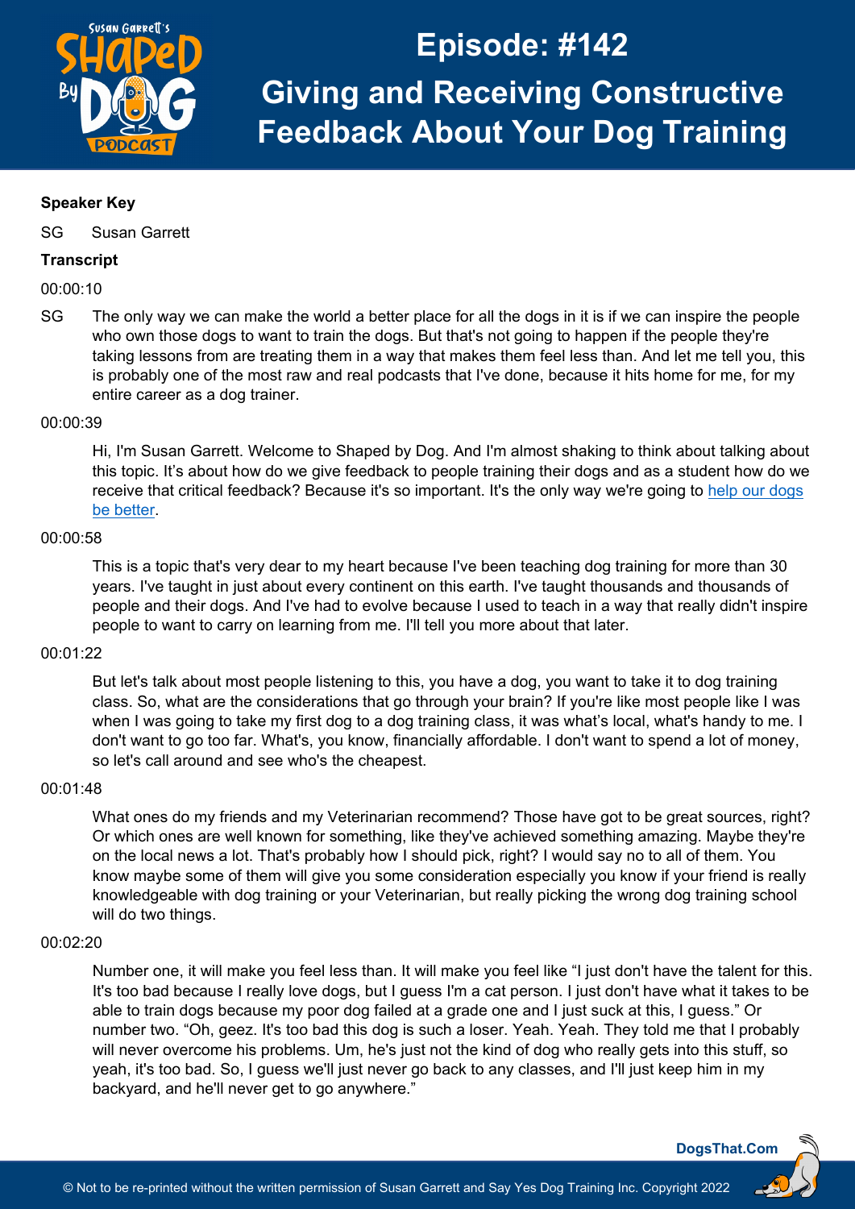# Episode: #142

# Giving and Receiving Constructive Feedback About Your Dog Training

**Speaker Key**

SG Susan Garrett

**Transcript**

00:00:10

SG The only way we can make the world a better place for all the dogs in it is if we can inspire the people who own those dogs to want to train the dogs. But that's not going to happen if the people they're taking lessons from are treating them in a way that makes them feel less than. And let me tell you, this is probably one of the most raw and real podcasts that I've done, because it hits home for me, for my entire career as a dog trainer.

00:00:39

Hi, I'm Susan Garrett. Welcome to Shaped by Dog. And I'm almost shaking to think about talking about this topic. It's about how do we give feedback to people training their dogs and as a student how do we receive that critical feedback? Because it's so important. It's the only way we're going to [help our dogs be better]().

00:00:58

This is a topic that's very dear to my heart because I've been teaching dog training for more than 30 years. I've taught in just about every continent on this earth. I've taught thousands and thousands of people and their dogs. And I've had to evolve because I used to teach in a way that really didn't inspire people to want to carry on learning from me. I'll tell you more about that later.

00:01:22

But let's talk about most people listening to this, you have a dog, you want to take it to dog training class. So, what are the considerations that go through your brain? If you're like most people like I was when I was going to take my first dog to a dog training class, it was what's local, what's handy to me. I don't want to go too far. What's, you know, financially affordable. I don't want to spend a lot of money, so let's call around and see who's the cheapest.

00:01:48

What ones do my friends and my Veterinarian recommend? Those have got to be great sources, right? Or which ones are well known for something, like they've achieved something amazing. Maybe they're on the local news a lot. That's probably how I should pick, right? I would say no to all of them. You know maybe some of them will give you some consideration especially you know if your friend is really knowledgeable with dog training or your Veterinarian, but really picking the wrong dog training school will do two things.

00:02:20

Number one, it will make you feel less than. It will make you feel like "I just don't have the talent for this. It's too bad because I really love dogs, but I guess I'm a cat person. I just don't have what it takes to be able to train dogs because my poor dog failed at a grade one and I just suck at this, I guess." Or number two. "Oh, geez. It's too bad this dog is such a loser. Yeah. Yeah. They told me that I probably will never overcome his problems. Um, he's just not the kind of dog who really gets into this stuff, so yeah, it's too bad. So, I guess we'll just never go back to any classes, and I'll just keep him in my backyard, and he'll never get to go anywhere."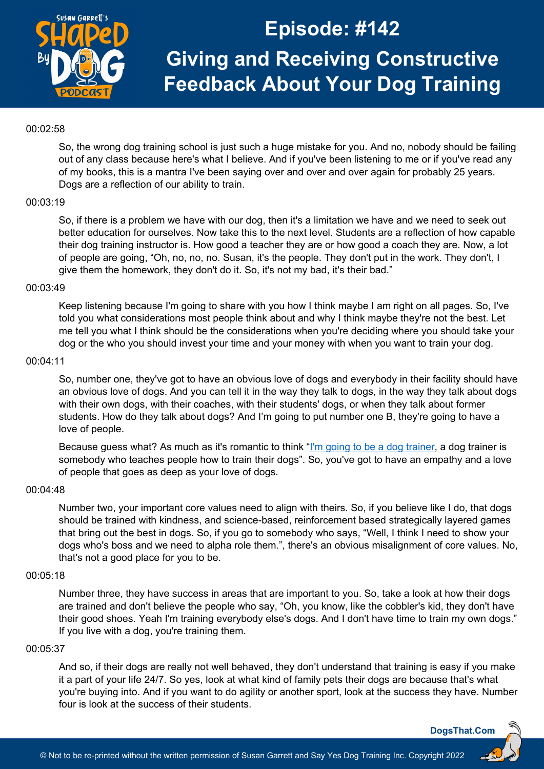00:02:58

So, the wrong dog training school is just such a huge mistake for you. And no, nobody should be failing out of any class because here's what I believe. And if you've been listening to me or if you've read any of my books, this is a mantra I've been saying over and over and over again for probably 25 years. Dogs are a reflection of our ability to train.

00:03:19

So, if there is a problem we have with our dog, then it's a limitation we have and we need to seek out better education for ourselves. Now take this to the next level. Students are a reflection of how capable their dog training instructor is. How good a teacher they are or how good a coach they are. Now, a lot of people are going, "Oh, no, no, no. Susan, it's the people. They don't put in the work. They don't, I give them the homework, they don't do it. So, it's not my bad, it's their bad."

00:03:49

Keep listening because I'm going to share with you how I think maybe I am right on all pages. So, I've told you what considerations most people think about and why I think maybe they're not the best. Let me tell you what I think should be the considerations when you're deciding where you should take your dog or the who you should invest your time and your money with when you want to train your dog.

00:04:11

So, number one, they've got to have an obvious love of dogs and everybody in their facility should have an obvious love of dogs. And you can tell it in the way they talk to dogs, in the way they talk about dogs with their own dogs, with their coaches, with their students' dogs, or when they talk about former students. How do they talk about dogs? And I'm going to put number one B, they're going to have a love of people.

Because guess what? As much as it's romantic to think "I'm going to be a dog trainer, a dog trainer is somebody who teaches people how to train their dogs". So, you've got to have an empathy and a love of people that goes as deep as your love of dogs.

00:04:48

Number two, your important core values need to align with theirs. So, if you believe like I do, that dogs should be trained with kindness, and science-based, reinforcement based strategically layered games that bring out the best in dogs. So, if you go to somebody who says, "Well, I think I need to show your dogs who's boss and we need to alpha role them.", there's an obvious misalignment of core values. No, that's not a good place for you to be.

00:05:18

Number three, they have success in areas that are important to you. So, take a look at how their dogs are trained and don't believe the people who say, "Oh, you know, like the cobbler's kid, they don't have their good shoes. Yeah I'm training everybody else's dogs. And I don't have time to train my own dogs." If you live with a dog, you're training them.

00:05:37

And so, if their dogs are really not well behaved, they don't understand that training is easy if you make it a part of your life 24/7. So yes, look at what kind of family pets their dogs are because that's what you're buying into. And if you want to do agility or another sport, look at the success they have. Number four is look at the success of their students.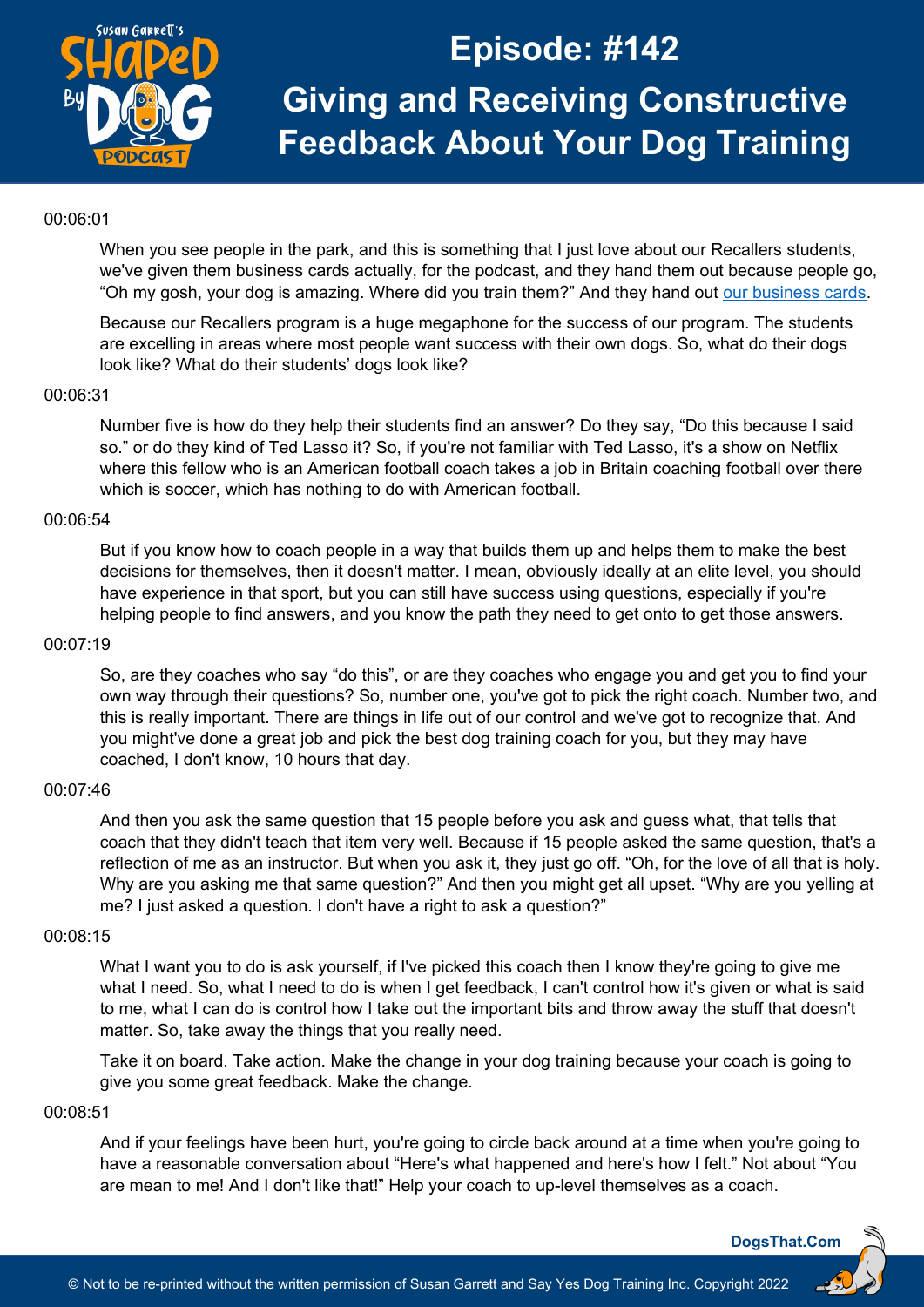00:06:01

When you see people in the park, and this is something that I just love about our Recallers students, we've given them business cards actually, for the podcast, and they hand them out because people go, "Oh my gosh, your dog is amazing. Where did you train them?" And they hand out [our business cards](#).

Because our Recallers program is a huge megaphone for the success of our program. The students are excelling in areas where most people want success with their own dogs. So, what do their dogs look like? What do their students' dogs look like?

00:06:31

Number five is how do they help their students find an answer? Do they say, "Do this because I said so." or do they kind of Ted Lasso it? So, if you're not familiar with Ted Lasso, it's a show on Netflix where this fellow who is an American football coach takes a job in Britain coaching football over there which is soccer, which has nothing to do with American football.

00:06:54

But if you know how to coach people in a way that builds them up and helps them to make the best decisions for themselves, then it doesn't matter. I mean, obviously ideally at an elite level, you should have experience in that sport, but you can still have success using questions, especially if you're helping people to find answers, and you know the path they need to get onto to get those answers.

00:07:19

So, are they coaches who say "do this", or are they coaches who engage you and get you to find your own way through their questions? So, number one, you've got to pick the right coach. Number two, and this is really important. There are things in life out of our control and we've got to recognize that. And you might've done a great job and pick the best dog training coach for you, but they may have coached, I don't know, 10 hours that day.

00:07:46

And then you ask the same question that 15 people before you ask and guess what, that tells that coach that they didn't teach that item very well. Because if 15 people asked the same question, that's a reflection of me as an instructor. But when you ask it, they just go off. "Oh, for the love of all that is holy. Why are you asking me that same question?" And then you might get all upset. "Why are you yelling at me? I just asked a question. I don't have a right to ask a question?"

00:08:15

What I want you to do is ask yourself, if I've picked this coach then I know they're going to give me what I need. So, what I need to do is when I get feedback, I can't control how it's given or what is said to me, what I can do is control how I take out the important bits and throw away the stuff that doesn't matter. So, take away the things that you really need.

Take it on board. Take action. Make the change in your dog training because your coach is going to give you some great feedback. Make the change.

00:08:51

And if your feelings have been hurt, you're going to circle back around at a time when you're going to have a reasonable conversation about "Here's what happened and here's how I felt." Not about "You are mean to me! And I don't like that!" Help your coach to up-level themselves as a coach.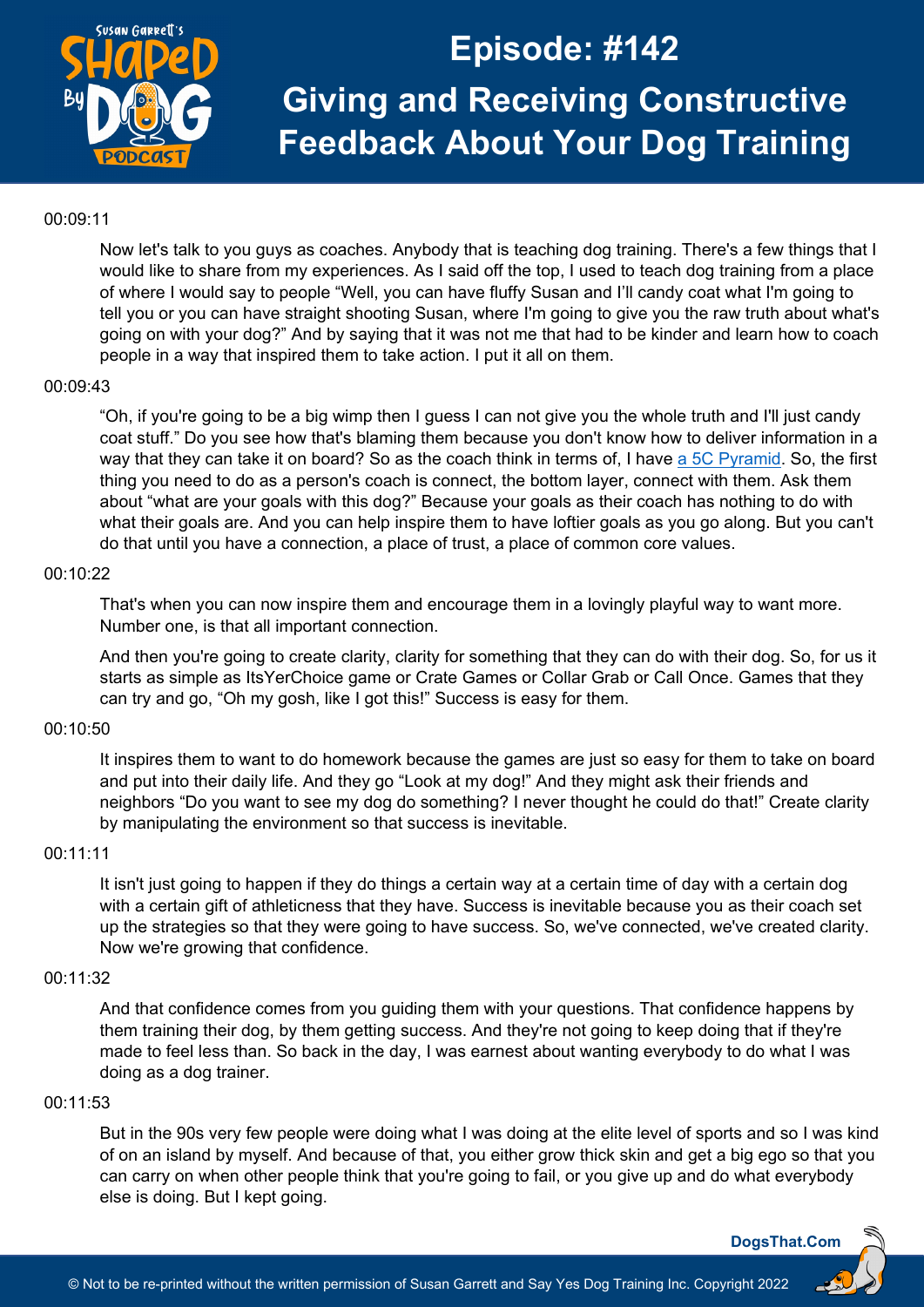00:09:11

Now let's talk to you guys as coaches. Anybody that is teaching dog training. There's a few things that I would like to share from my experiences. As I said off the top, I used to teach dog training from a place of where I would say to people "Well, you can have fluffy Susan and I'll candy coat what I'm going to tell you or you can have straight shooting Susan, where I'm going to give you the raw truth about what's going on with your dog?" And by saying that it was not me that had to be kinder and learn how to coach people in a way that inspired them to take action. I put it all on them.

00:09:43

"Oh, if you're going to be a big wimp then I guess I can not give you the whole truth and I'll just candy coat stuff." Do you see how that's blaming them because you don't know how to deliver information in a way that they can take it on board? So as the coach think in terms of, I have [a 5C Pyramid](). So, the first thing you need to do as a person's coach is connect, the bottom layer, connect with them. Ask them about "what are your goals with this dog?" Because your goals as their coach has nothing to do with what their goals are. And you can help inspire them to have loftier goals as you go along. But you can't do that until you have a connection, a place of trust, a place of common core values.

00:10:22

That's when you can now inspire them and encourage them in a lovingly playful way to want more. Number one, is that all important connection.

And then you're going to create clarity, clarity for something that they can do with their dog. So, for us it starts as simple as ItsYerChoice game or Crate Games or Collar Grab or Call Once. Games that they can try and go, "Oh my gosh, like I got this!" Success is easy for them.

00:10:50

It inspires them to want to do homework because the games are just so easy for them to take on board and put into their daily life. And they go "Look at my dog!" And they might ask their friends and neighbors "Do you want to see my dog do something? I never thought he could do that!" Create clarity by manipulating the environment so that success is inevitable.

00:11:11

It isn't just going to happen if they do things a certain way at a certain time of day with a certain dog with a certain gift of athleticness that they have. Success is inevitable because you as their coach set up the strategies so that they were going to have success. So, we've connected, we've created clarity. Now we're growing that confidence.

00:11:32

And that confidence comes from you guiding them with your questions. That confidence happens by them training their dog, by them getting success. And they're not going to keep doing that if they're made to feel less than. So back in the day, I was earnest about wanting everybody to do what I was doing as a dog trainer.

00:11:53

But in the 90s very few people were doing what I was doing at the elite level of sports and so I was kind of on an island by myself. And because of that, you either grow thick skin and get a big ego so that you can carry on when other people think that you're going to fail, or you give up and do what everybody else is doing. But I kept going.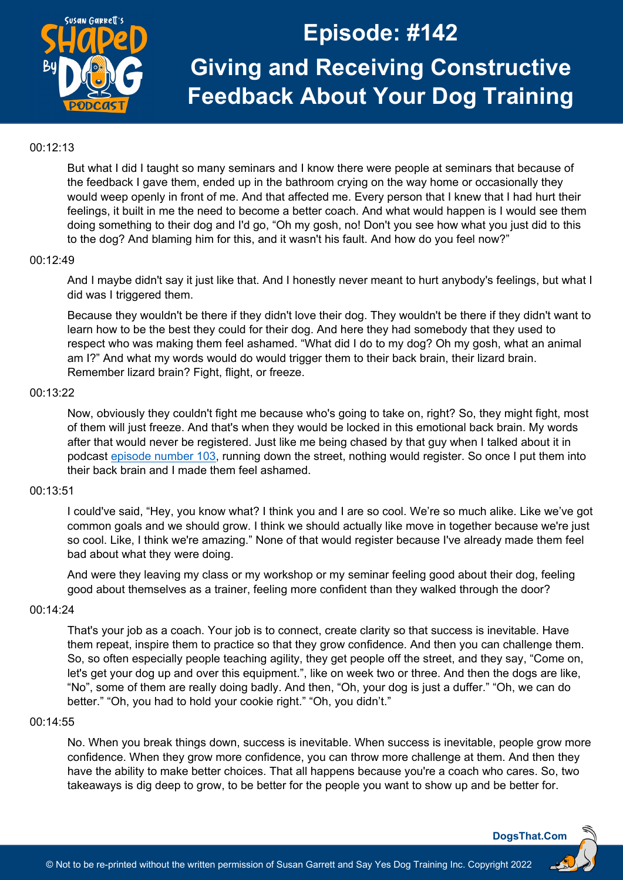00:12:13

But what I did I taught so many seminars and I know there were people at seminars that because of the feedback I gave them, ended up in the bathroom crying on the way home or occasionally they would weep openly in front of me. And that affected me. Every person that I knew that I had hurt their feelings, it built in me the need to become a better coach. And what would happen is I would see them doing something to their dog and I'd go, "Oh my gosh, no! Don't you see how what you just did to this to the dog? And blaming him for this, and it wasn't his fault. And how do you feel now?"

00:12:49

And I maybe didn't say it just like that. And I honestly never meant to hurt anybody's feelings, but what I did was I triggered them.

Because they wouldn't be there if they didn't love their dog. They wouldn't be there if they didn't want to learn how to be the best they could for their dog. And here they had somebody that they used to respect who was making them feel ashamed. "What did I do to my dog? Oh my gosh, what an animal am I?" And what my words would do would trigger them to their back brain, their lizard brain. Remember lizard brain? Fight, flight, or freeze.

00:13:22

Now, obviously they couldn't fight me because who's going to take on, right? So, they might fight, most of them will just freeze. And that's when they would be locked in this emotional back brain. My words after that would never be registered. Just like me being chased by that guy when I talked about it in podcast [episode number 103](), running down the street, nothing would register. So once I put them into their back brain and I made them feel ashamed.

00:13:51

I could've said, "Hey, you know what? I think you and I are so cool. We're so much alike. Like we've got common goals and we should grow. I think we should actually like move in together because we're just so cool. Like, I think we're amazing." None of that would register because I've already made them feel bad about what they were doing.

And were they leaving my class or my workshop or my seminar feeling good about their dog, feeling good about themselves as a trainer, feeling more confident than they walked through the door?

00:14:24

That's your job as a coach. Your job is to connect, create clarity so that success is inevitable. Have them repeat, inspire them to practice so that they grow confidence. And then you can challenge them. So, so often especially people teaching agility, they get people off the street, and they say, "Come on, let's get your dog up and over this equipment.", like on week two or three. And then the dogs are like, "No", some of them are really doing badly. And then, "Oh, your dog is just a duffer." "Oh, we can do better." "Oh, you had to hold your cookie right." "Oh, you didn't."

00:14:55

No. When you break things down, success is inevitable. When success is inevitable, people grow more confidence. When they grow more confidence, you can throw more challenge at them. And then they have the ability to make better choices. That all happens because you're a coach who cares. So, two takeaways is dig deep to grow, to be better for the people you want to show up and be better for.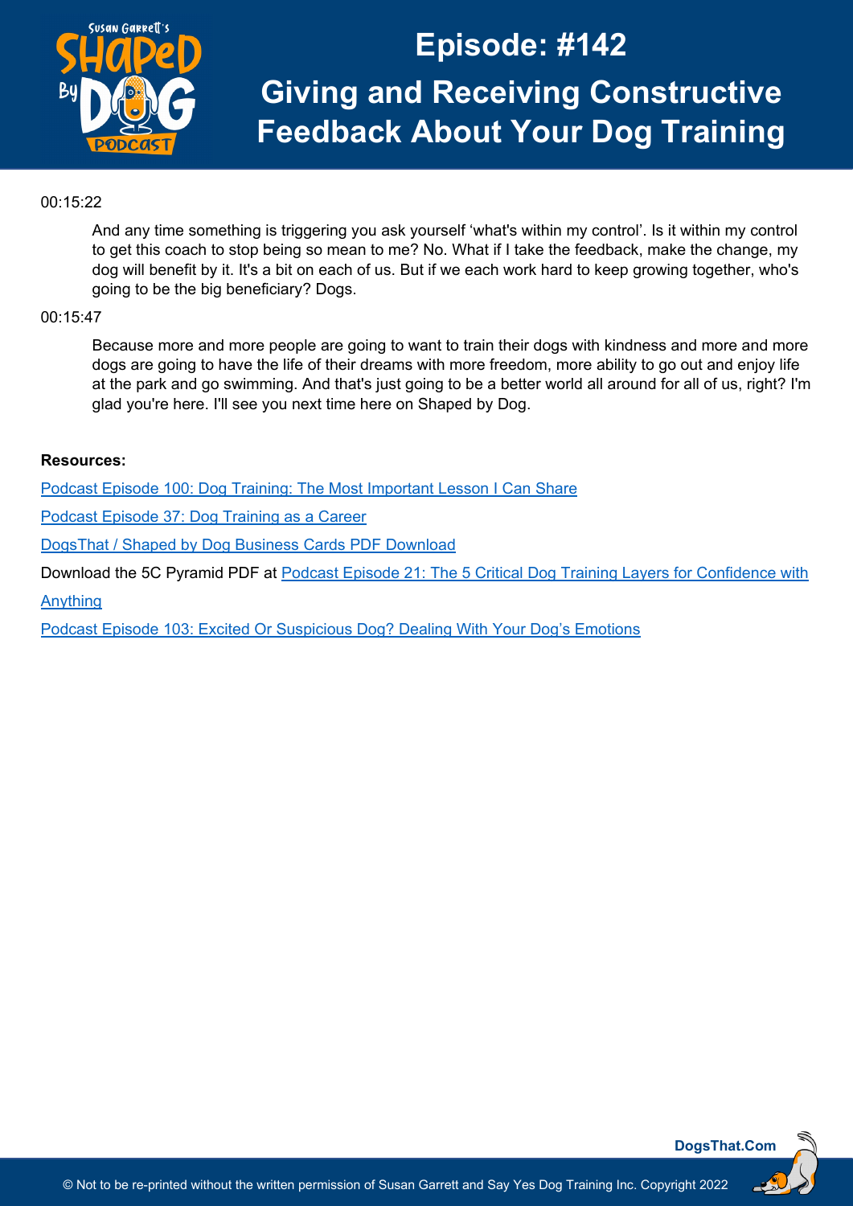00:15:22

And any time something is triggering you ask yourself 'what's within my control'. Is it within my control to get this coach to stop being so mean to me? No. What if I take the feedback, make the change, my dog will benefit by it. It's a bit on each of us. But if we each work hard to keep growing together, who's going to be the big beneficiary? Dogs.

00:15:47

Because more and more people are going to want to train their dogs with kindness and more and more dogs are going to have the life of their dreams with more freedom, more ability to go out and enjoy life at the park and go swimming. And that's just going to be a better world all around for all of us, right? I'm glad you're here. I'll see you next time here on Shaped by Dog.

**Resources:**

Podcast Episode 100: Dog Training: The Most Important Lesson I Can Share

Podcast Episode 37: Dog Training as a Career

DogsThat / Shaped by Dog Business Cards PDF Download

Download the 5C Pyramid PDF at Podcast Episode 21: The 5 Critical Dog Training Layers for Confidence with Anything

Podcast Episode 103: Excited Or Suspicious Dog? Dealing With Your Dog's Emotions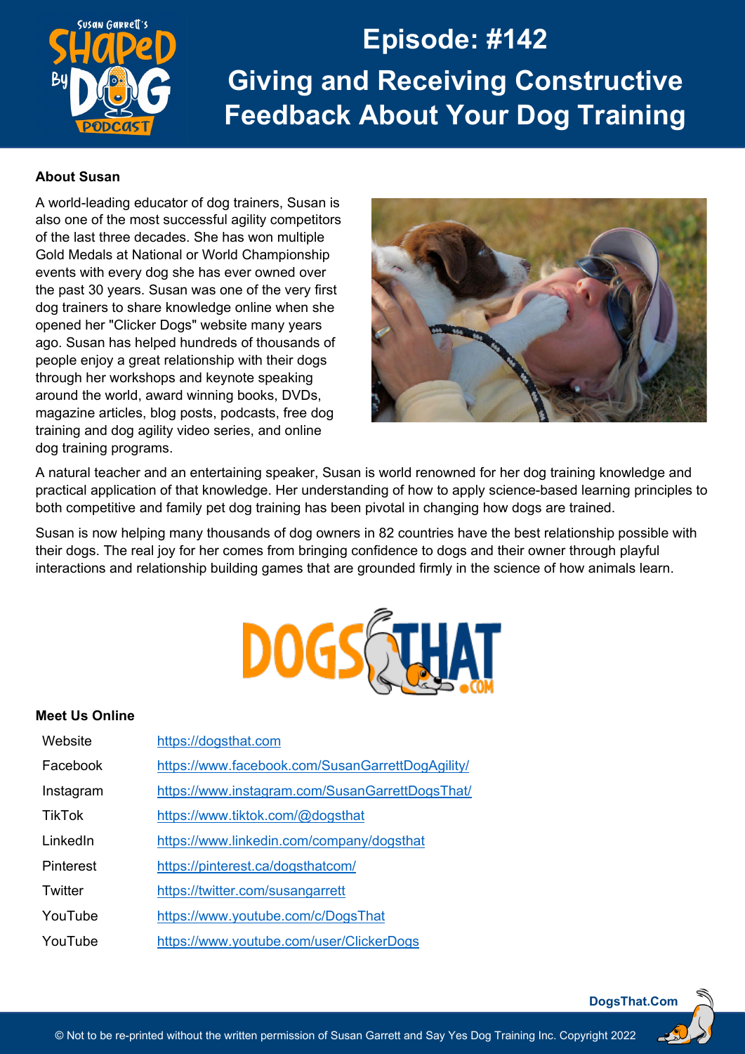# Episode: #142

# Giving and Receiving Constructive Feedback About Your Dog Training

**About Susan**

A world-leading educator of dog trainers, Susan is also one of the most successful agility competitors of the last three decades. She has won multiple Gold Medals at National or World Championship events with every dog she has ever owned over the past 30 years. Susan was one of the very first dog trainers to share knowledge online when she opened her "Clicker Dogs" website many years ago. Susan has helped hundreds of thousands of people enjoy a great relationship with their dogs through her workshops and keynote speaking around the world, award winning books, DVDs, magazine articles, blog posts, podcasts, free dog training and dog agility video series, and online dog training programs.

A natural teacher and an entertaining speaker, Susan is world renowned for her dog training knowledge and practical application of that knowledge. Her understanding of how to apply science-based learning principles to both competitive and family pet dog training has been pivotal in changing how dogs are trained.

Susan is now helping many thousands of dog owners in 82 countries have the best relationship possible with their dogs. The real joy for her comes from bringing confidence to dogs and their owner through playful interactions and relationship building games that are grounded firmly in the science of how animals learn.

**Meet Us Online**

| | |
|---|---|
| Website | https://dogsthat.com |
| Facebook | https://www.facebook.com/SusanGarrettDogAgility/ |
| Instagram | https://www.instagram.com/SusanGarrettDogsThat/ |
| TikTok | https://www.tiktok.com/@dogsthat |
| LinkedIn | https://www.linkedin.com/company/dogsthat |
| Pinterest | https://pinterest.ca/dogsthatcom/ |
| Twitter | https://twitter.com/susangarrett |
| YouTube | https://www.youtube.com/c/DogsThat |
| YouTube | https://www.youtube.com/user/ClickerDogs |

© Not to be re-printed without the written permission of Susan Garrett and Say Yes Dog Training Inc. Copyright 2022